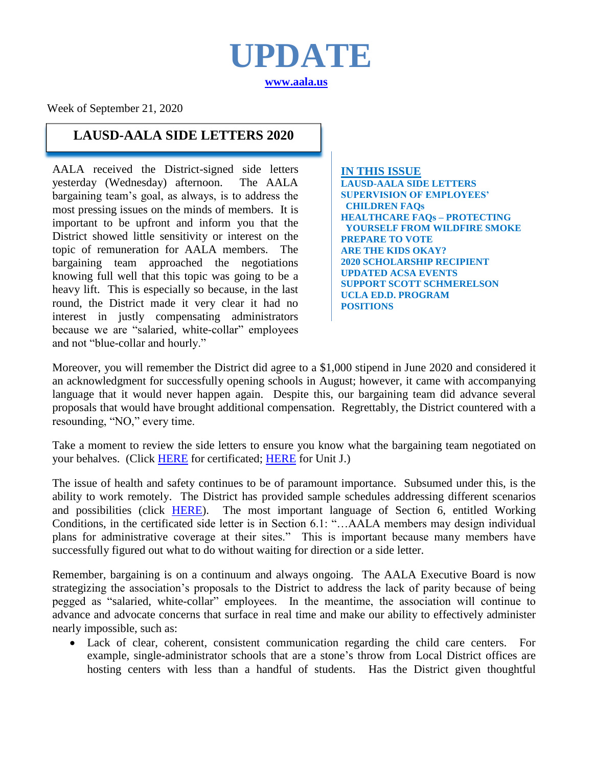# UPDATE

**www.aala.us**

Week of September 21, 2020

## LAUSD-AALA SIDE LETTERS 2020

**IN THIS ISSUE**

**LAUSD-AALA SIDE LETTERS**
**SUPERVISION OF EMPLOYEES' CHILDREN FAQs**
**HEALTHCARE FAQs – PROTECTING YOURSELF FROM WILDFIRE SMOKE**
**PREPARE TO VOTE**
**ARE THE KIDS OKAY?**
**2020 SCHOLARSHIP RECIPIENT**
**UPDATED ACSA EVENTS**
**SUPPORT SCOTT SCHMERELSON**
**UCLA ED.D. PROGRAM**
**POSITIONS**

AALA received the District-signed side letters yesterday (Wednesday) afternoon. The AALA bargaining team's goal, as always, is to address the most pressing issues on the minds of members. It is important to be upfront and inform you that the District showed little sensitivity or interest on the topic of remuneration for AALA members. The bargaining team approached the negotiations knowing full well that this topic was going to be a heavy lift. This is especially so because, in the last round, the District made it very clear it had no interest in justly compensating administrators because we are "salaried, white-collar" employees and not "blue-collar and hourly."

Moreover, you will remember the District did agree to a $1,000 stipend in June 2020 and considered it an acknowledgment for successfully opening schools in August; however, it came with accompanying language that it would never happen again. Despite this, our bargaining team did advance several proposals that would have brought additional compensation. Regrettably, the District countered with a resounding, "NO," every time.

Take a moment to review the side letters to ensure you know what the bargaining team negotiated on your behalves. (Click HERE for certificated; HERE for Unit J.)

The issue of health and safety continues to be of paramount importance. Subsumed under this, is the ability to work remotely. The District has provided sample schedules addressing different scenarios and possibilities (click HERE). The most important language of Section 6, entitled Working Conditions, in the certificated side letter is in Section 6.1: "…AALA members may design individual plans for administrative coverage at their sites." This is important because many members have successfully figured out what to do without waiting for direction or a side letter.

Remember, bargaining is on a continuum and always ongoing. The AALA Executive Board is now strategizing the association's proposals to the District to address the lack of parity because of being pegged as "salaried, white-collar" employees. In the meantime, the association will continue to advance and advocate concerns that surface in real time and make our ability to effectively administer nearly impossible, such as:

- Lack of clear, coherent, consistent communication regarding the child care centers. For example, single-administrator schools that are a stone's throw from Local District offices are hosting centers with less than a handful of students. Has the District given thoughtful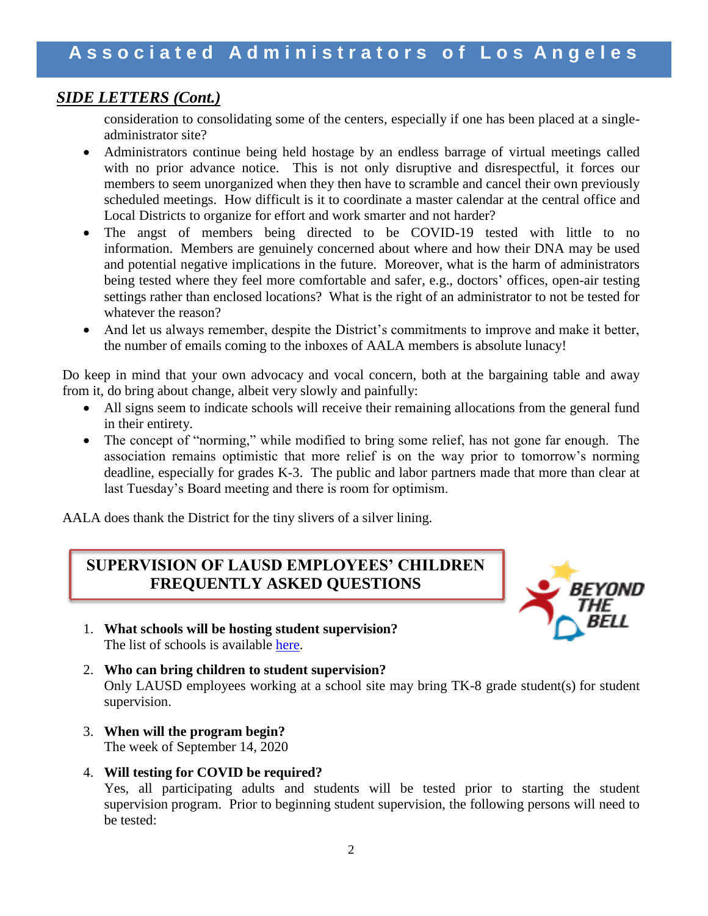## *SIDE LETTERS (Cont.)*

consideration to consolidating some of the centers, especially if one has been placed at a single-administrator site?

- Administrators continue being held hostage by an endless barrage of virtual meetings called with no prior advance notice. This is not only disruptive and disrespectful, it forces our members to seem unorganized when they then have to scramble and cancel their own previously scheduled meetings. How difficult is it to coordinate a master calendar at the central office and Local Districts to organize for effort and work smarter and not harder?
- The angst of members being directed to be COVID-19 tested with little to no information. Members are genuinely concerned about where and how their DNA may be used and potential negative implications in the future. Moreover, what is the harm of administrators being tested where they feel more comfortable and safer, e.g., doctors' offices, open-air testing settings rather than enclosed locations? What is the right of an administrator to not be tested for whatever the reason?
- And let us always remember, despite the District's commitments to improve and make it better, the number of emails coming to the inboxes of AALA members is absolute lunacy!

Do keep in mind that your own advocacy and vocal concern, both at the bargaining table and away from it, do bring about change, albeit very slowly and painfully:

- All signs seem to indicate schools will receive their remaining allocations from the general fund in their entirety.
- The concept of "norming," while modified to bring some relief, has not gone far enough. The association remains optimistic that more relief is on the way prior to tomorrow's norming deadline, especially for grades K-3. The public and labor partners made that more than clear at last Tuesday's Board meeting and there is room for optimism.

AALA does thank the District for the tiny slivers of a silver lining.

## SUPERVISION OF LAUSD EMPLOYEES' CHILDREN FREQUENTLY ASKED QUESTIONS

1. **What schools will be hosting student supervision?**
   The list of schools is available here.
2. **Who can bring children to student supervision?**
   Only LAUSD employees working at a school site may bring TK-8 grade student(s) for student supervision.
3. **When will the program begin?**
   The week of September 14, 2020
4. **Will testing for COVID be required?**
   Yes, all participating adults and students will be tested prior to starting the student supervision program. Prior to beginning student supervision, the following persons will need to be tested: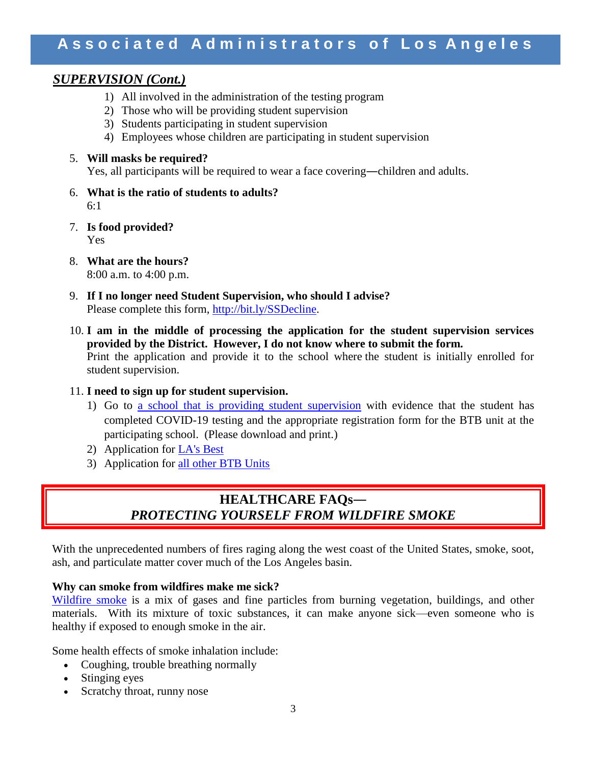## *SUPERVISION (Cont.)*

1) All involved in the administration of the testing program
2) Those who will be providing student supervision
3) Students participating in student supervision
4) Employees whose children are participating in student supervision

5. **Will masks be required?**
   Yes, all participants will be required to wear a face covering—children and adults.

6. **What is the ratio of students to adults?**
   6:1

7. **Is food provided?**
   Yes

8. **What are the hours?**
   8:00 a.m. to 4:00 p.m.

9. **If I no longer need Student Supervision, who should I advise?**
   Please complete this form, [http://bit.ly/SSDecline](http://bit.ly/SSDecline).

10. **I am in the middle of processing the application for the student supervision services provided by the District. However, I do not know where to submit the form.**
    Print the application and provide it to the school where the student is initially enrolled for student supervision.

11. **I need to sign up for student supervision.**
    1) Go to a school that is providing student supervision with evidence that the student has completed COVID-19 testing and the appropriate registration form for the BTB unit at the participating school. (Please download and print.)
    2) Application for LA's Best
    3) Application for all other BTB Units

## HEALTHCARE FAQs—
## *PROTECTING YOURSELF FROM WILDFIRE SMOKE*

With the unprecedented numbers of fires raging along the west coast of the United States, smoke, soot, ash, and particulate matter cover much of the Los Angeles basin.

**Why can smoke from wildfires make me sick?**
Wildfire smoke is a mix of gases and fine particles from burning vegetation, buildings, and other materials. With its mixture of toxic substances, it can make anyone sick—even someone who is healthy if exposed to enough smoke in the air.

Some health effects of smoke inhalation include:

- Coughing, trouble breathing normally
- Stinging eyes
- Scratchy throat, runny nose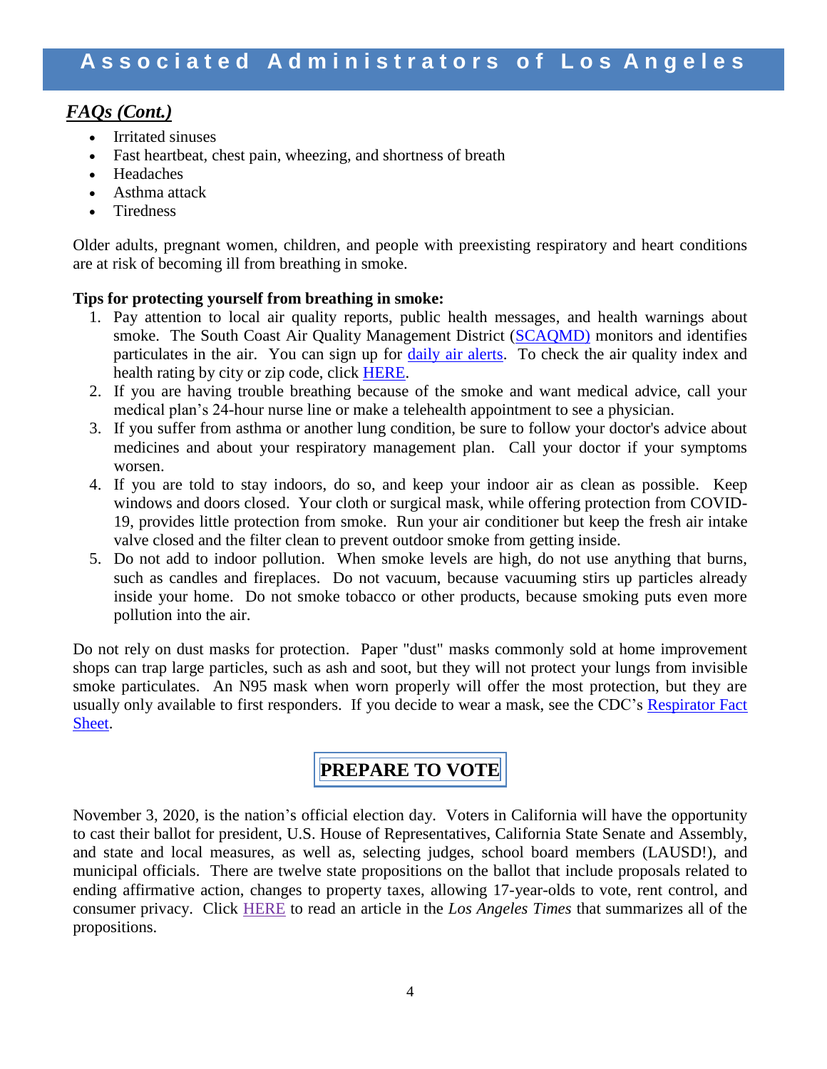## *FAQs (Cont.)*

- Irritated sinuses
- Fast heartbeat, chest pain, wheezing, and shortness of breath
- Headaches
- Asthma attack
- Tiredness

Older adults, pregnant women, children, and people with preexisting respiratory and heart conditions are at risk of becoming ill from breathing in smoke.

**Tips for protecting yourself from breathing in smoke:**

1. Pay attention to local air quality reports, public health messages, and health warnings about smoke. The South Coast Air Quality Management District (SCAQMD) monitors and identifies particulates in the air. You can sign up for daily air alerts. To check the air quality index and health rating by city or zip code, click HERE.
2. If you are having trouble breathing because of the smoke and want medical advice, call your medical plan's 24-hour nurse line or make a telehealth appointment to see a physician.
3. If you suffer from asthma or another lung condition, be sure to follow your doctor's advice about medicines and about your respiratory management plan. Call your doctor if your symptoms worsen.
4. If you are told to stay indoors, do so, and keep your indoor air as clean as possible. Keep windows and doors closed. Your cloth or surgical mask, while offering protection from COVID-19, provides little protection from smoke. Run your air conditioner but keep the fresh air intake valve closed and the filter clean to prevent outdoor smoke from getting inside.
5. Do not add to indoor pollution. When smoke levels are high, do not use anything that burns, such as candles and fireplaces. Do not vacuum, because vacuuming stirs up particles already inside your home. Do not smoke tobacco or other products, because smoking puts even more pollution into the air.

Do not rely on dust masks for protection. Paper "dust" masks commonly sold at home improvement shops can trap large particles, such as ash and soot, but they will not protect your lungs from invisible smoke particulates. An N95 mask when worn properly will offer the most protection, but they are usually only available to first responders. If you decide to wear a mask, see the CDC's Respirator Fact Sheet.

## PREPARE TO VOTE

November 3, 2020, is the nation's official election day. Voters in California will have the opportunity to cast their ballot for president, U.S. House of Representatives, California State Senate and Assembly, and state and local measures, as well as, selecting judges, school board members (LAUSD!), and municipal officials. There are twelve state propositions on the ballot that include proposals related to ending affirmative action, changes to property taxes, allowing 17-year-olds to vote, rent control, and consumer privacy. Click HERE to read an article in the *Los Angeles Times* that summarizes all of the propositions.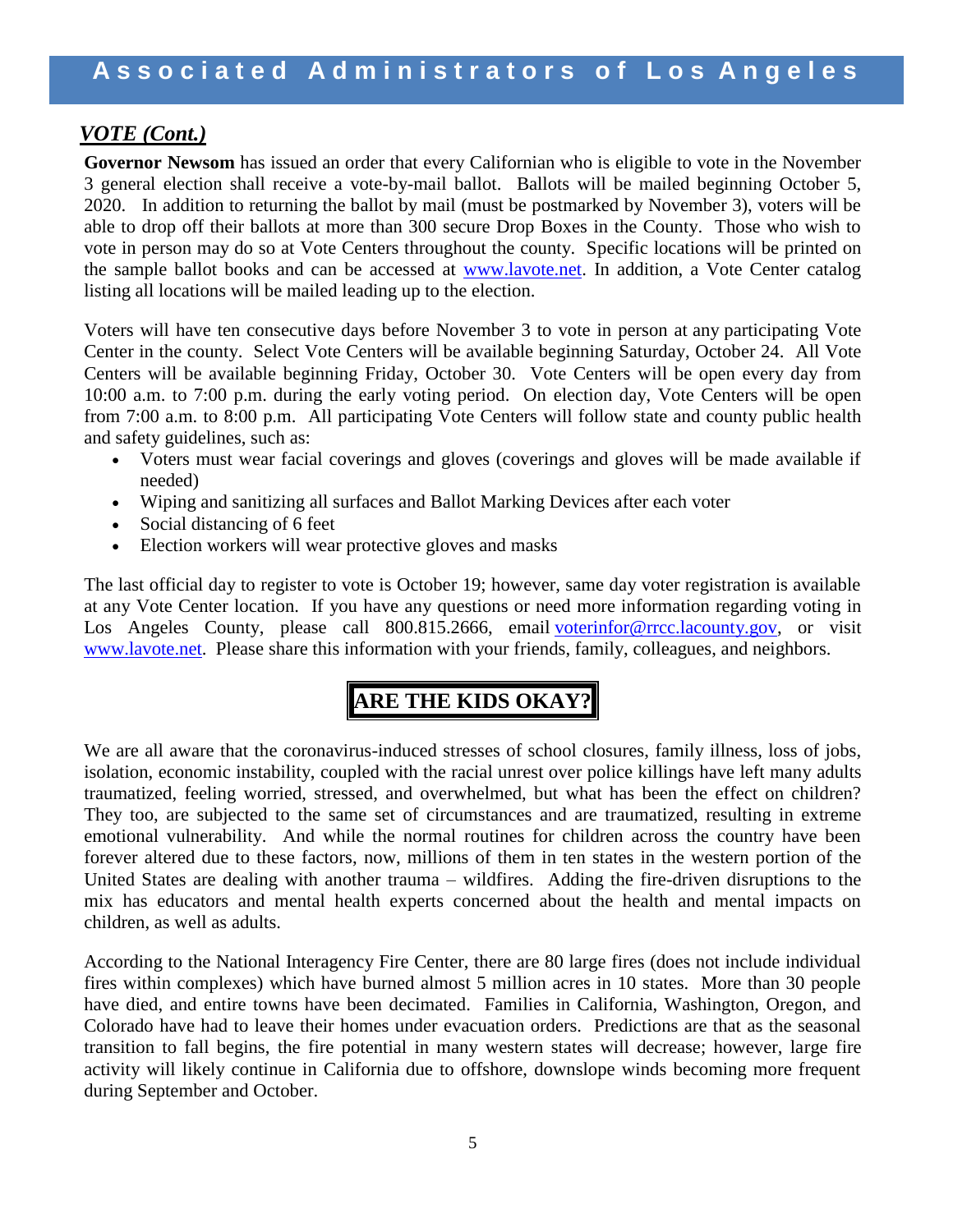## *VOTE (Cont.)*

**Governor Newsom** has issued an order that every Californian who is eligible to vote in the November 3 general election shall receive a vote-by-mail ballot. Ballots will be mailed beginning October 5, 2020. In addition to returning the ballot by mail (must be postmarked by November 3), voters will be able to drop off their ballots at more than 300 secure Drop Boxes in the County. Those who wish to vote in person may do so at Vote Centers throughout the county. Specific locations will be printed on the sample ballot books and can be accessed at www.lavote.net. In addition, a Vote Center catalog listing all locations will be mailed leading up to the election.

Voters will have ten consecutive days before November 3 to vote in person at any participating Vote Center in the county. Select Vote Centers will be available beginning Saturday, October 24. All Vote Centers will be available beginning Friday, October 30. Vote Centers will be open every day from 10:00 a.m. to 7:00 p.m. during the early voting period. On election day, Vote Centers will be open from 7:00 a.m. to 8:00 p.m. All participating Vote Centers will follow state and county public health and safety guidelines, such as:

- Voters must wear facial coverings and gloves (coverings and gloves will be made available if needed)
- Wiping and sanitizing all surfaces and Ballot Marking Devices after each voter
- Social distancing of 6 feet
- Election workers will wear protective gloves and masks

The last official day to register to vote is October 19; however, same day voter registration is available at any Vote Center location. If you have any questions or need more information regarding voting in Los Angeles County, please call 800.815.2666, email voterinfor@rrcc.lacounty.gov, or visit www.lavote.net. Please share this information with your friends, family, colleagues, and neighbors.

## ARE THE KIDS OKAY?

We are all aware that the coronavirus-induced stresses of school closures, family illness, loss of jobs, isolation, economic instability, coupled with the racial unrest over police killings have left many adults traumatized, feeling worried, stressed, and overwhelmed, but what has been the effect on children? They too, are subjected to the same set of circumstances and are traumatized, resulting in extreme emotional vulnerability. And while the normal routines for children across the country have been forever altered due to these factors, now, millions of them in ten states in the western portion of the United States are dealing with another trauma – wildfires. Adding the fire-driven disruptions to the mix has educators and mental health experts concerned about the health and mental impacts on children, as well as adults.

According to the National Interagency Fire Center, there are 80 large fires (does not include individual fires within complexes) which have burned almost 5 million acres in 10 states. More than 30 people have died, and entire towns have been decimated. Families in California, Washington, Oregon, and Colorado have had to leave their homes under evacuation orders. Predictions are that as the seasonal transition to fall begins, the fire potential in many western states will decrease; however, large fire activity will likely continue in California due to offshore, downslope winds becoming more frequent during September and October.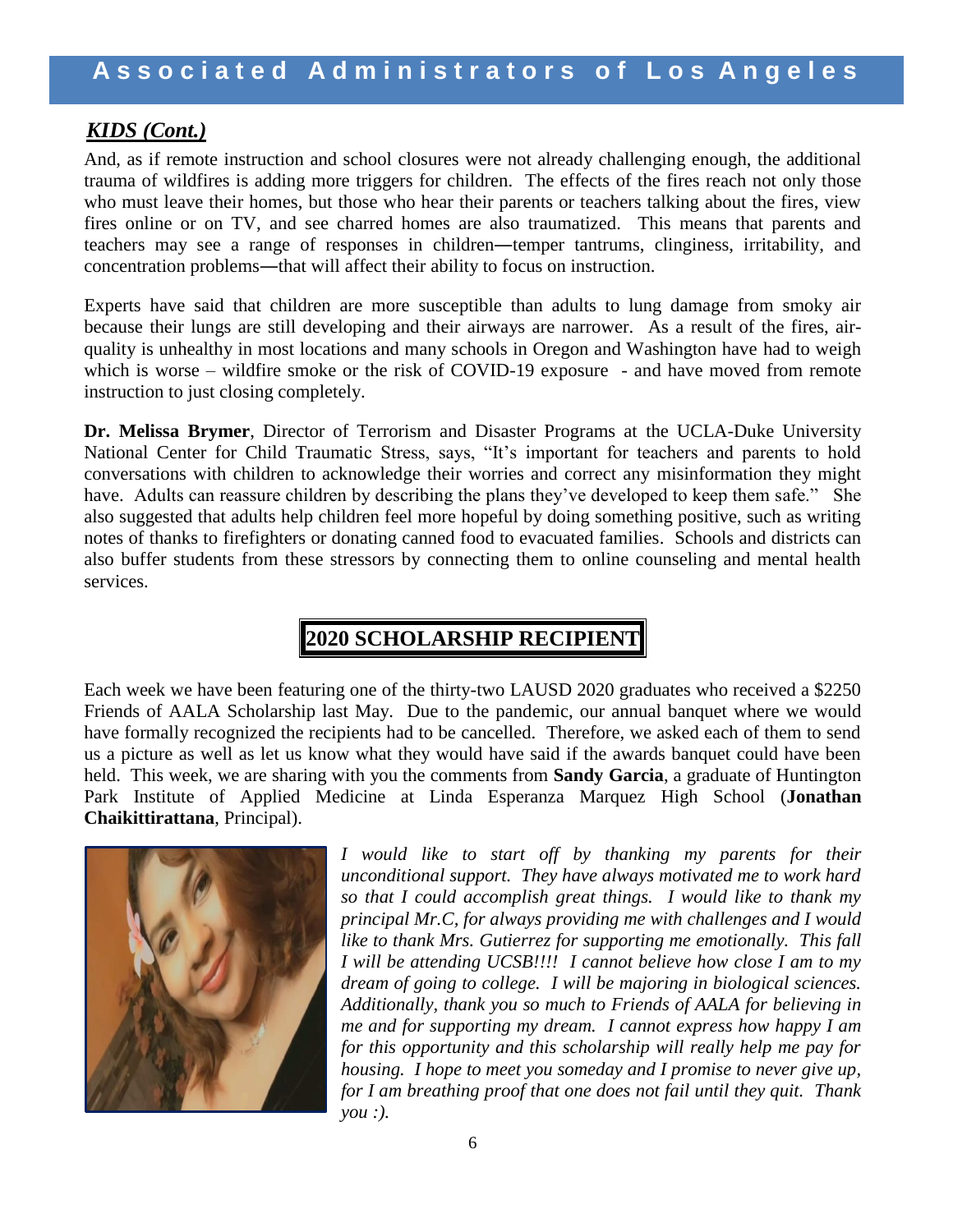## *KIDS (Cont.)*

And, as if remote instruction and school closures were not already challenging enough, the additional trauma of wildfires is adding more triggers for children. The effects of the fires reach not only those who must leave their homes, but those who hear their parents or teachers talking about the fires, view fires online or on TV, and see charred homes are also traumatized. This means that parents and teachers may see a range of responses in children—temper tantrums, clinginess, irritability, and concentration problems—that will affect their ability to focus on instruction.

Experts have said that children are more susceptible than adults to lung damage from smoky air because their lungs are still developing and their airways are narrower. As a result of the fires, air-quality is unhealthy in most locations and many schools in Oregon and Washington have had to weigh which is worse – wildfire smoke or the risk of COVID-19 exposure - and have moved from remote instruction to just closing completely.

**Dr. Melissa Brymer**, Director of Terrorism and Disaster Programs at the UCLA-Duke University National Center for Child Traumatic Stress, says, "It's important for teachers and parents to hold conversations with children to acknowledge their worries and correct any misinformation they might have. Adults can reassure children by describing the plans they've developed to keep them safe." She also suggested that adults help children feel more hopeful by doing something positive, such as writing notes of thanks to firefighters or donating canned food to evacuated families. Schools and districts can also buffer students from these stressors by connecting them to online counseling and mental health services.

## 2020 SCHOLARSHIP RECIPIENT

Each week we have been featuring one of the thirty-two LAUSD 2020 graduates who received a $2250 Friends of AALA Scholarship last May. Due to the pandemic, our annual banquet where we would have formally recognized the recipients had to be cancelled. Therefore, we asked each of them to send us a picture as well as let us know what they would have said if the awards banquet could have been held. This week, we are sharing with you the comments from **Sandy Garcia**, a graduate of Huntington Park Institute of Applied Medicine at Linda Esperanza Marquez High School (**Jonathan Chaikittirattana**, Principal).

*I would like to start off by thanking my parents for their unconditional support. They have always motivated me to work hard so that I could accomplish great things. I would like to thank my principal Mr.C, for always providing me with challenges and I would like to thank Mrs. Gutierrez for supporting me emotionally. This fall I will be attending UCSB!!!! I cannot believe how close I am to my dream of going to college. I will be majoring in biological sciences. Additionally, thank you so much to Friends of AALA for believing in me and for supporting my dream. I cannot express how happy I am for this opportunity and this scholarship will really help me pay for housing. I hope to meet you someday and I promise to never give up, for I am breathing proof that one does not fail until they quit. Thank you :).*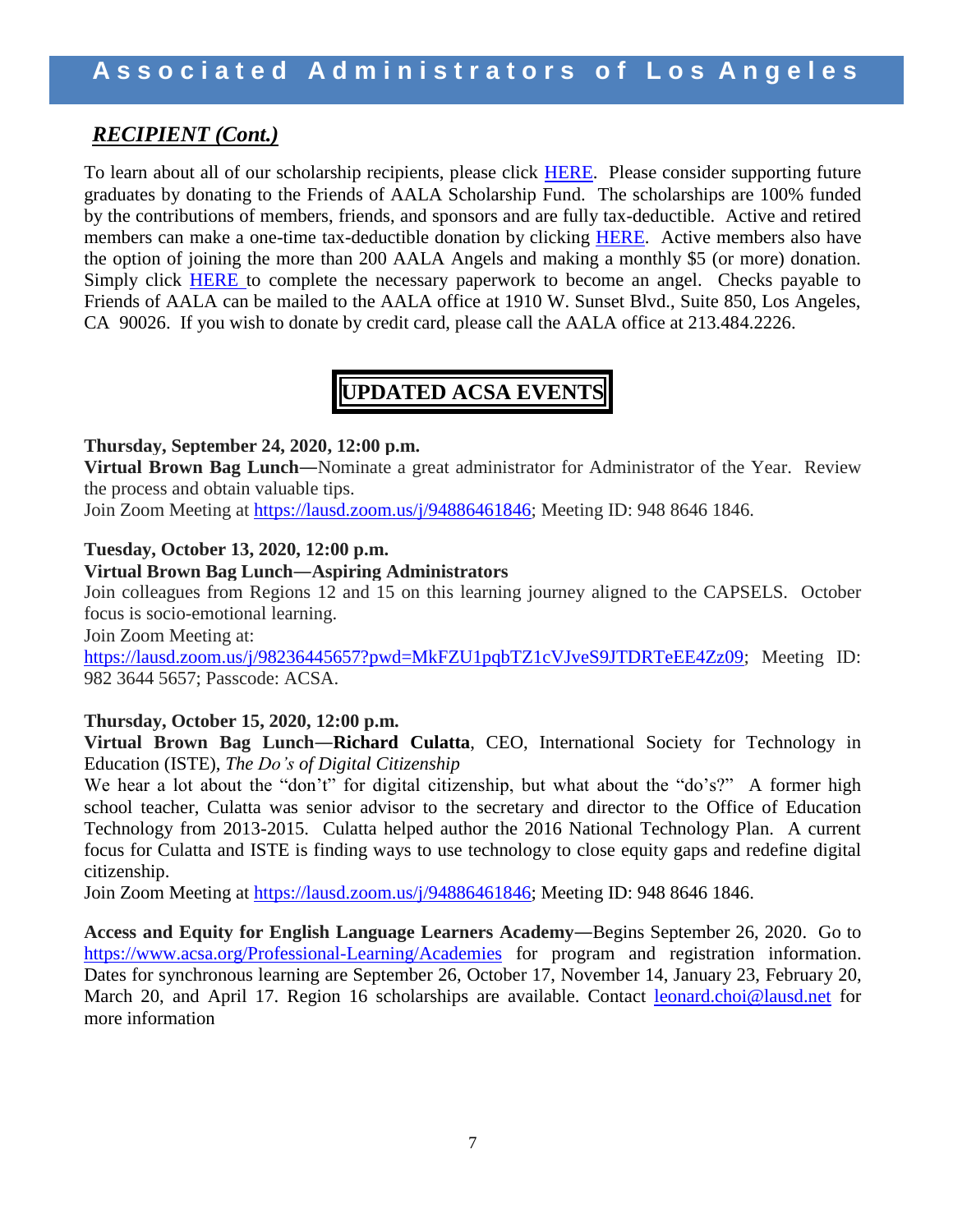## *RECIPIENT (Cont.)*

To learn about all of our scholarship recipients, please click HERE. Please consider supporting future graduates by donating to the Friends of AALA Scholarship Fund. The scholarships are 100% funded by the contributions of members, friends, and sponsors and are fully tax-deductible. Active and retired members can make a one-time tax-deductible donation by clicking HERE. Active members also have the option of joining the more than 200 AALA Angels and making a monthly $5 (or more) donation. Simply click HERE to complete the necessary paperwork to become an angel. Checks payable to Friends of AALA can be mailed to the AALA office at 1910 W. Sunset Blvd., Suite 850, Los Angeles, CA 90026. If you wish to donate by credit card, please call the AALA office at 213.484.2226.

## UPDATED ACSA EVENTS

**Thursday, September 24, 2020, 12:00 p.m.**
**Virtual Brown Bag Lunch—**Nominate a great administrator for Administrator of the Year. Review the process and obtain valuable tips.
Join Zoom Meeting at https://lausd.zoom.us/j/94886461846; Meeting ID: 948 8646 1846.

**Tuesday, October 13, 2020, 12:00 p.m.**
**Virtual Brown Bag Lunch—Aspiring Administrators**
Join colleagues from Regions 12 and 15 on this learning journey aligned to the CAPSELS. October focus is socio-emotional learning.
Join Zoom Meeting at:
https://lausd.zoom.us/j/98236445657?pwd=MkFZU1pqbTZ1cVJveS9JTDRTeEE4Zz09; Meeting ID: 982 3644 5657; Passcode: ACSA.

**Thursday, October 15, 2020, 12:00 p.m.**
**Virtual Brown Bag Lunch—Richard Culatta**, CEO, International Society for Technology in Education (ISTE), *The Do's of Digital Citizenship*
We hear a lot about the "don't" for digital citizenship, but what about the "do's?" A former high school teacher, Culatta was senior advisor to the secretary and director to the Office of Education Technology from 2013-2015. Culatta helped author the 2016 National Technology Plan. A current focus for Culatta and ISTE is finding ways to use technology to close equity gaps and redefine digital citizenship.
Join Zoom Meeting at https://lausd.zoom.us/j/94886461846; Meeting ID: 948 8646 1846.

**Access and Equity for English Language Learners Academy—**Begins September 26, 2020. Go to https://www.acsa.org/Professional-Learning/Academies for program and registration information. Dates for synchronous learning are September 26, October 17, November 14, January 23, February 20, March 20, and April 17. Region 16 scholarships are available. Contact leonard.choi@lausd.net for more information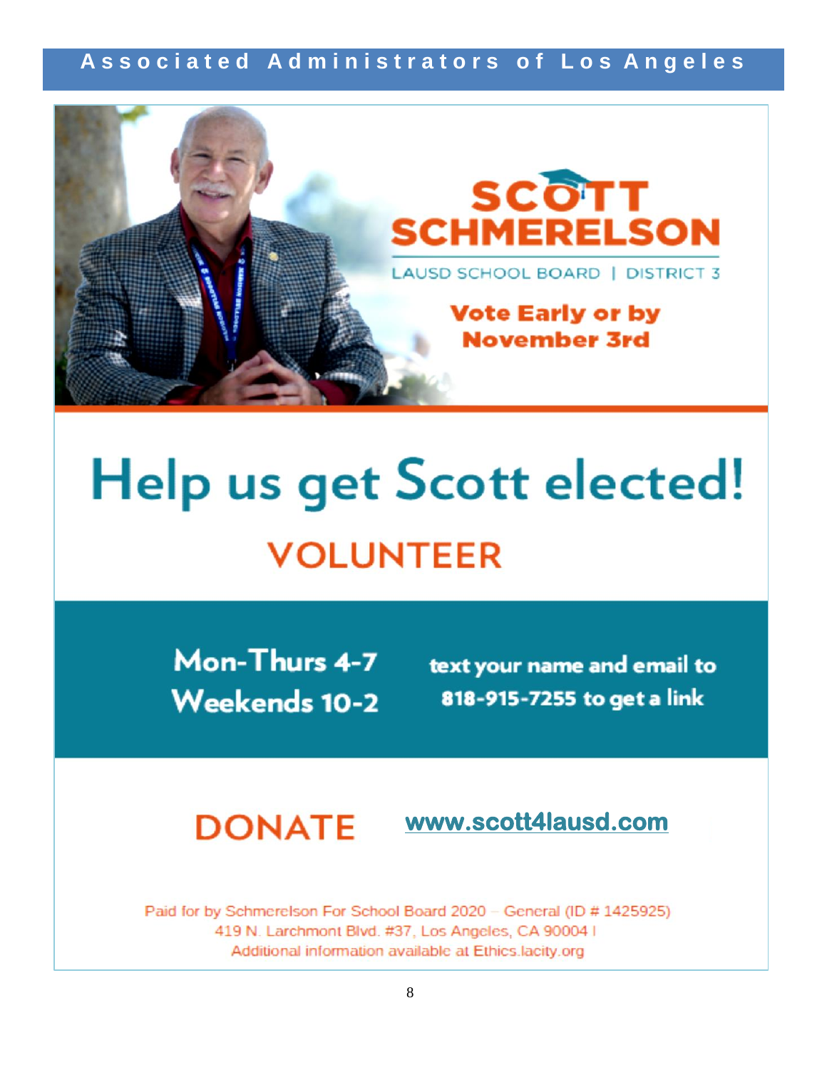# SCOTT SCHMERELSON

LAUSD SCHOOL BOARD | DISTRICT 3

**Vote Early or by November 3rd**

# Help us get Scott elected!

## VOLUNTEER

**Mon-Thurs 4-7**
**Weekends 10-2**

**text your name and email to 818-915-7255 to get a link**

## DONATE

**www.scott4lausd.com**

Paid for by Schmerelson For School Board 2020 – General (ID # 1425925)
419 N. Larchmont Blvd. #37, Los Angeles, CA 90004 I
Additional information available at Ethics.lacity.org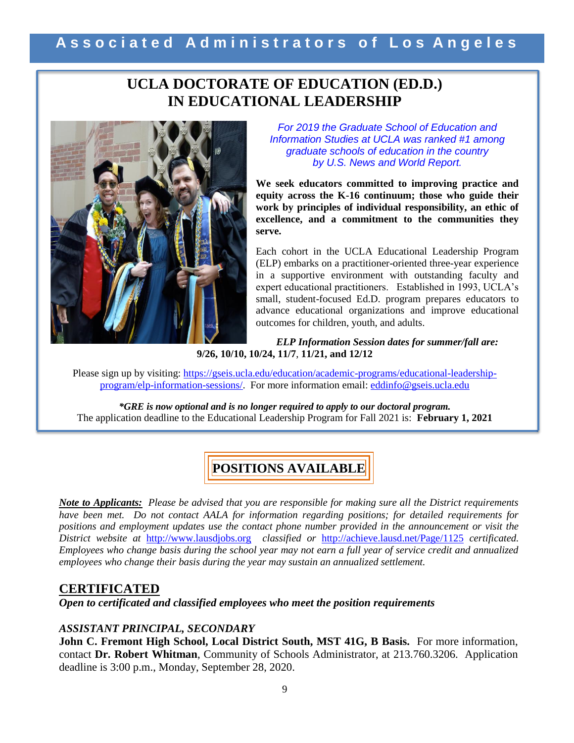# UCLA DOCTORATE OF EDUCATION (ED.D.) IN EDUCATIONAL LEADERSHIP

*For 2019 the Graduate School of Education and Information Studies at UCLA was ranked #1 among graduate schools of education in the country by U.S. News and World Report.*

**We seek educators committed to improving practice and equity across the K-16 continuum; those who guide their work by principles of individual responsibility, an ethic of excellence, and a commitment to the communities they serve.**

Each cohort in the UCLA Educational Leadership Program (ELP) embarks on a practitioner-oriented three-year experience in a supportive environment with outstanding faculty and expert educational practitioners. Established in 1993, UCLA's small, student-focused Ed.D. program prepares educators to advance educational organizations and improve educational outcomes for children, youth, and adults.

***ELP Information Session dates for summer/fall are:* 9/26, 10/10, 10/24, 11/7, 11/21, and 12/12**

Please sign up by visiting: https://gseis.ucla.edu/education/academic-programs/educational-leadership-program/elp-information-sessions/. For more information email: eddinfo@gseis.ucla.edu

***\*GRE is now optional and is no longer required to apply to our doctoral program.***
The application deadline to the Educational Leadership Program for Fall 2021 is: **February 1, 2021**

## POSITIONS AVAILABLE

***Note to Applicants:*** *Please be advised that you are responsible for making sure all the District requirements have been met. Do not contact AALA for information regarding positions; for detailed requirements for positions and employment updates use the contact phone number provided in the announcement or visit the District website at* http://www.lausdjobs.org *classified or* http://achieve.lausd.net/Page/1125 *certificated. Employees who change basis during the school year may not earn a full year of service credit and annualized employees who change their basis during the year may sustain an annualized settlement.*

## CERTIFICATED

***Open to certificated and classified employees who meet the position requirements***

### *ASSISTANT PRINCIPAL, SECONDARY*

**John C. Fremont High School, Local District South, MST 41G, B Basis.** For more information, contact **Dr. Robert Whitman**, Community of Schools Administrator, at 213.760.3206. Application deadline is 3:00 p.m., Monday, September 28, 2020.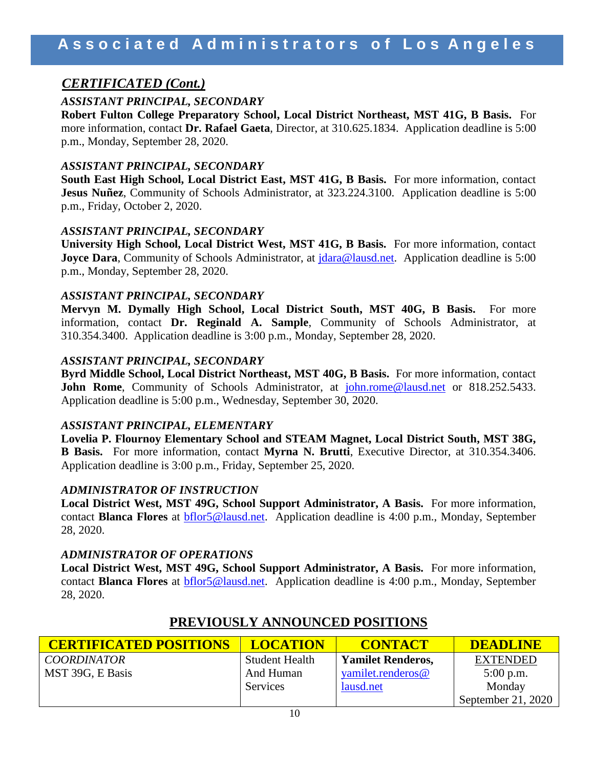## *CERTIFICATED (Cont.)*

### *ASSISTANT PRINCIPAL, SECONDARY*

**Robert Fulton College Preparatory School, Local District Northeast, MST 41G, B Basis.** For more information, contact **Dr. Rafael Gaeta**, Director, at 310.625.1834. Application deadline is 5:00 p.m., Monday, September 28, 2020.

### *ASSISTANT PRINCIPAL, SECONDARY*

**South East High School, Local District East, MST 41G, B Basis.** For more information, contact **Jesus Nuñez**, Community of Schools Administrator, at 323.224.3100. Application deadline is 5:00 p.m., Friday, October 2, 2020.

### *ASSISTANT PRINCIPAL, SECONDARY*

**University High School, Local District West, MST 41G, B Basis.** For more information, contact **Joyce Dara**, Community of Schools Administrator, at jdara@lausd.net. Application deadline is 5:00 p.m., Monday, September 28, 2020.

### *ASSISTANT PRINCIPAL, SECONDARY*

**Mervyn M. Dymally High School, Local District South, MST 40G, B Basis.** For more information, contact **Dr. Reginald A. Sample**, Community of Schools Administrator, at 310.354.3400. Application deadline is 3:00 p.m., Monday, September 28, 2020.

### *ASSISTANT PRINCIPAL, SECONDARY*

**Byrd Middle School, Local District Northeast, MST 40G, B Basis.** For more information, contact **John Rome**, Community of Schools Administrator, at john.rome@lausd.net or 818.252.5433. Application deadline is 5:00 p.m., Wednesday, September 30, 2020.

### *ASSISTANT PRINCIPAL, ELEMENTARY*

**Lovelia P. Flournoy Elementary School and STEAM Magnet, Local District South, MST 38G, B Basis.** For more information, contact **Myrna N. Brutti**, Executive Director, at 310.354.3406. Application deadline is 3:00 p.m., Friday, September 25, 2020.

### *ADMINISTRATOR OF INSTRUCTION*

**Local District West, MST 49G, School Support Administrator, A Basis.** For more information, contact **Blanca Flores** at bflor5@lausd.net. Application deadline is 4:00 p.m., Monday, September 28, 2020.

### *ADMINISTRATOR OF OPERATIONS*

**Local District West, MST 49G, School Support Administrator, A Basis.** For more information, contact **Blanca Flores** at bflor5@lausd.net. Application deadline is 4:00 p.m., Monday, September 28, 2020.

## PREVIOUSLY ANNOUNCED POSITIONS

| CERTIFICATED POSITIONS | LOCATION | CONTACT | DEADLINE |
|---|---|---|---|
| *COORDINATOR* MST 39G, E Basis | Student Health And Human Services | **Yamilet Renderos,** yamilet.renderos@lausd.net | EXTENDED 5:00 p.m. Monday September 21, 2020 |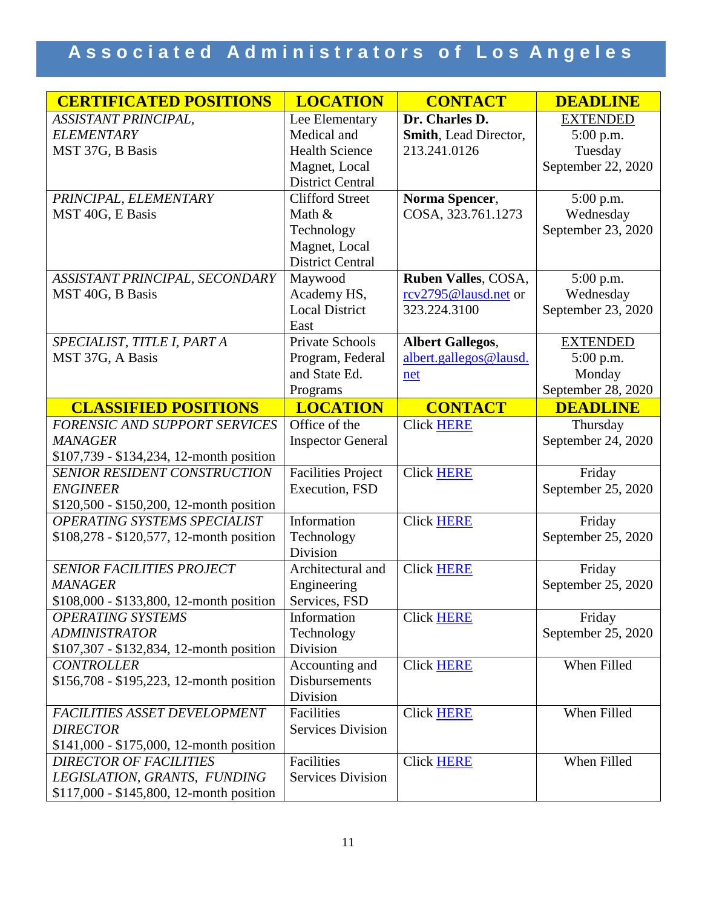# Associated Administrators of Los Angeles

| CERTIFICATED POSITIONS | LOCATION | CONTACT | DEADLINE |
|---|---|---|---|
| *ASSISTANT PRINCIPAL, ELEMENTARY* MST 37G, B Basis | Lee Elementary Medical and Health Science Magnet, Local District Central | **Dr. Charles D. Smith**, Lead Director, 213.241.0126 | EXTENDED 5:00 p.m. Tuesday September 22, 2020 |
| *PRINCIPAL, ELEMENTARY* MST 40G, E Basis | Clifford Street Math & Technology Magnet, Local District Central | **Norma Spencer**, COSA, 323.761.1273 | 5:00 p.m. Wednesday September 23, 2020 |
| *ASSISTANT PRINCIPAL, SECONDARY* MST 40G, B Basis | Maywood Academy HS, Local District East | **Ruben Valles**, COSA, rcv2795@lausd.net or 323.224.3100 | 5:00 p.m. Wednesday September 23, 2020 |
| *SPECIALIST, TITLE I, PART A* MST 37G, A Basis | Private Schools Program, Federal and State Ed. Programs | **Albert Gallegos**, albert.gallegos@lausd.net | EXTENDED 5:00 p.m. Monday September 28, 2020 |
| **CLASSIFIED POSITIONS** | **LOCATION** | **CONTACT** | **DEADLINE** |
| *FORENSIC AND SUPPORT SERVICES MANAGER* $107,739 - $134,234, 12-month position | Office of the Inspector General | Click HERE | Thursday September 24, 2020 |
| *SENIOR RESIDENT CONSTRUCTION ENGINEER* $120,500 - $150,200, 12-month position | Facilities Project Execution, FSD | Click HERE | Friday September 25, 2020 |
| *OPERATING SYSTEMS SPECIALIST* $108,278 - $120,577, 12-month position | Information Technology Division | Click HERE | Friday September 25, 2020 |
| *SENIOR FACILITIES PROJECT MANAGER* $108,000 - $133,800, 12-month position | Architectural and Engineering Services, FSD | Click HERE | Friday September 25, 2020 |
| *OPERATING SYSTEMS ADMINISTRATOR* $107,307 - $132,834, 12-month position | Information Technology Division | Click HERE | Friday September 25, 2020 |
| *CONTROLLER* $156,708 - $195,223, 12-month position | Accounting and Disbursements Division | Click HERE | When Filled |
| *FACILITIES ASSET DEVELOPMENT DIRECTOR* $141,000 - $175,000, 12-month position | Facilities Services Division | Click HERE | When Filled |
| *DIRECTOR OF FACILITIES LEGISLATION, GRANTS, FUNDING* $117,000 - $145,800, 12-month position | Facilities Services Division | Click HERE | When Filled |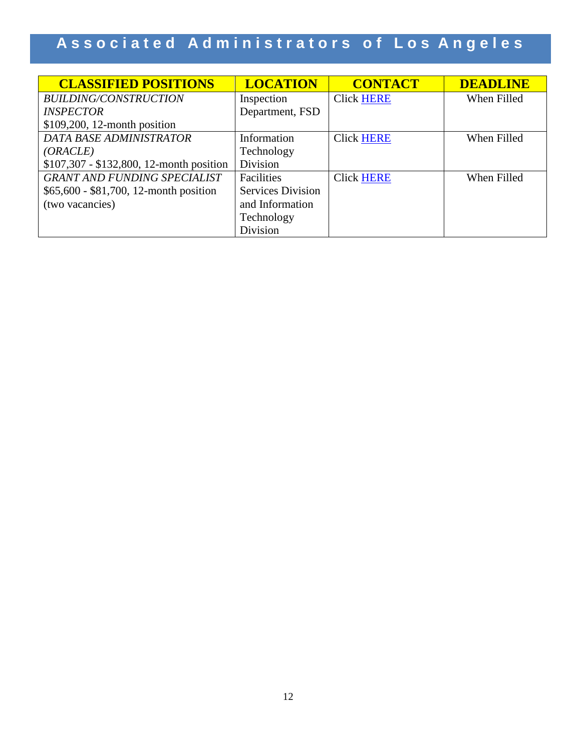# Associated Administrators of Los Angeles

| CLASSIFIED POSITIONS | LOCATION | CONTACT | DEADLINE |
|---|---|---|---|
| *BUILDING/CONSTRUCTION INSPECTOR* $109,200, 12-month position | Inspection Department, FSD | Click HERE | When Filled |
| *DATA BASE ADMINISTRATOR (ORACLE)* $107,307 - $132,800, 12-month position | Information Technology Division | Click HERE | When Filled |
| *GRANT AND FUNDING SPECIALIST* $65,600 - $81,700, 12-month position (two vacancies) | Facilities Services Division and Information Technology Division | Click HERE | When Filled |